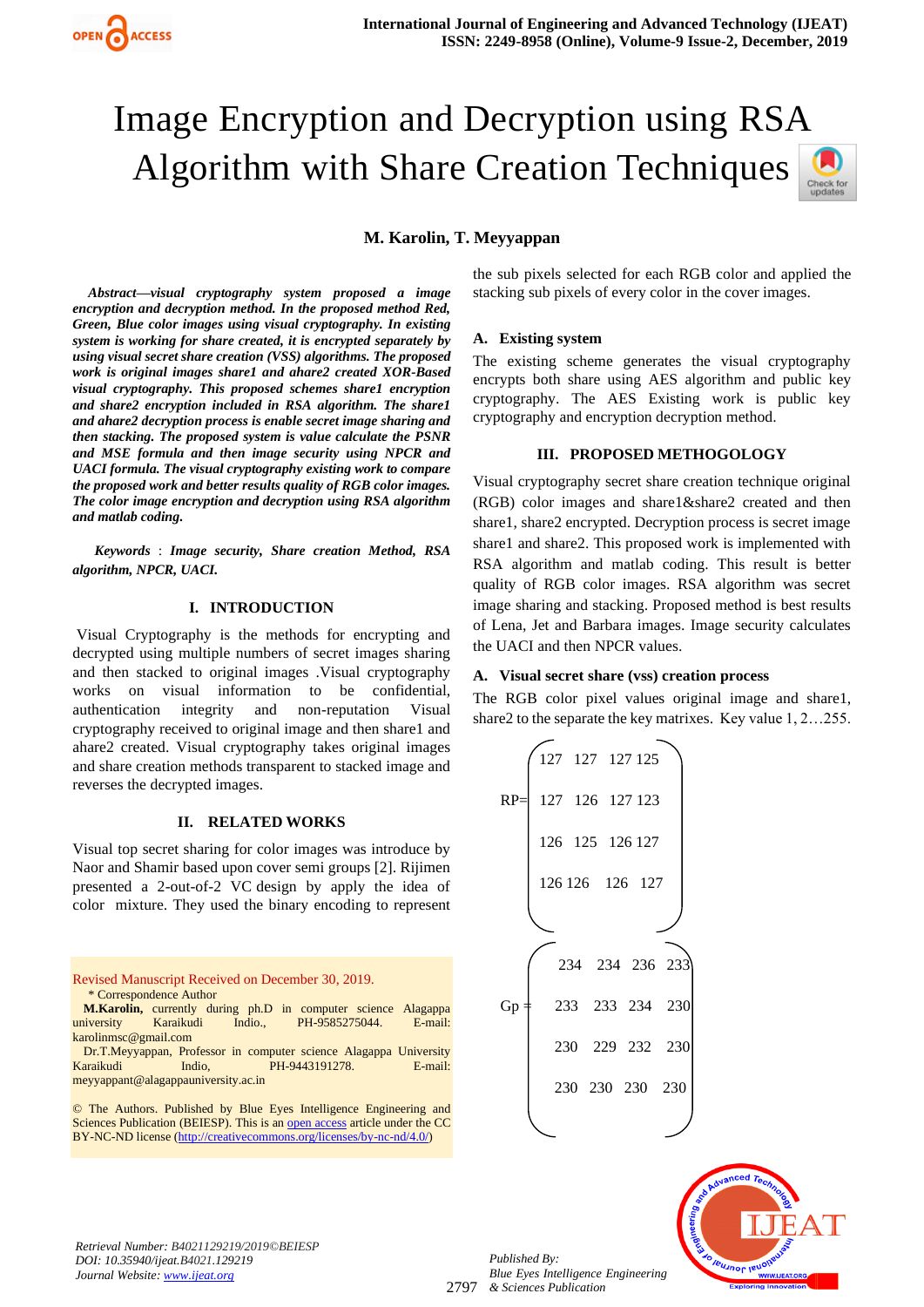# Image Encryption and Decryption using RSA Algorithm with Share Creation Techniques

**M. Karolin, T. Meyyappan**

***Abstract—visual cryptography system proposed a image encryption and decryption method. In the proposed method Red, Green, Blue color images using visual cryptography. In existing system is working for share created, it is encrypted separately by using visual secret share creation (VSS) algorithms. The proposed work is original images share1 and ahare2 created XOR-Based visual cryptography. This proposed schemes share1 encryption and share2 encryption included in RSA algorithm. The share1 and ahare2 decryption process is enable secret image sharing and then stacking. The proposed system is value calculate the PSNR and MSE formula and then image security using NPCR and UACI formula. The visual cryptography existing work to compare the proposed work and better results quality of RGB color images. The color image encryption and decryption using RSA algorithm and matlab coding.***

***Keywords : Image security, Share creation Method, RSA algorithm, NPCR, UACI.***

## I. INTRODUCTION

Visual Cryptography is the methods for encrypting and decrypted using multiple numbers of secret images sharing and then stacked to original images .Visual cryptography works on visual information to be confidential, authentication integrity and non-reputation Visual cryptography received to original image and then share1 and ahare2 created. Visual cryptography takes original images and share creation methods transparent to stacked image and reverses the decrypted images.

## II. RELATED WORKS

Visual top secret sharing for color images was introduce by Naor and Shamir based upon cover semi groups [2]. Rijimen presented a 2-out-of-2 VC design by apply the idea of color mixture. They used the binary encoding to represent the sub pixels selected for each RGB color and applied the stacking sub pixels of every color in the cover images.

### A. Existing system

The existing scheme generates the visual cryptography encrypts both share using AES algorithm and public key cryptography. The AES Existing work is public key cryptography and encryption decryption method.

## III. PROPOSED METHOGOLOGY

Visual cryptography secret share creation technique original (RGB) color images and share1&share2 created and then share1, share2 encrypted. Decryption process is secret image share1 and share2. This proposed work is implemented with RSA algorithm and matlab coding. This result is better quality of RGB color images. RSA algorithm was secret image sharing and stacking. Proposed method is best results of Lena, Jet and Barbara images. Image security calculates the UACI and then NPCR values.

### A. Visual secret share (vss) creation process

The RGB color pixel values original image and share1, share2 to the separate the key matrixes. Key value 1, 2…255.

$$RP=\begin{pmatrix} 127 & 127 & 127 & 125 \\ 127 & 126 & 127 & 123 \\ 126 & 125 & 126 & 127 \\ 126 & 126 & 126 & 127 \end{pmatrix}$$

$$Gp=\begin{pmatrix} 234 & 234 & 236 & 233 \\ 233 & 233 & 234 & 230 \\ 230 & 229 & 232 & 230 \\ 230 & 230 & 230 & 230 \end{pmatrix}$$

---

Revised Manuscript Received on December 30, 2019.

\* Correspondence Author

**M.Karolin,** currently during ph.D in computer science Alagappa university Karaikudi Indio., PH-9585275044. E-mail: karolinmsc@gmail.com

Dr.T.Meyyappan, Professor in computer science Alagappa University Karaikudi Indio, PH-9443191278. E-mail: meyyappant@alagappauniversity.ac.in

© The Authors. Published by Blue Eyes Intelligence Engineering and Sciences Publication (BEIESP). This is an open access article under the CC BY-NC-ND license (http://creativecommons.org/licenses/by-nc-nd/4.0/)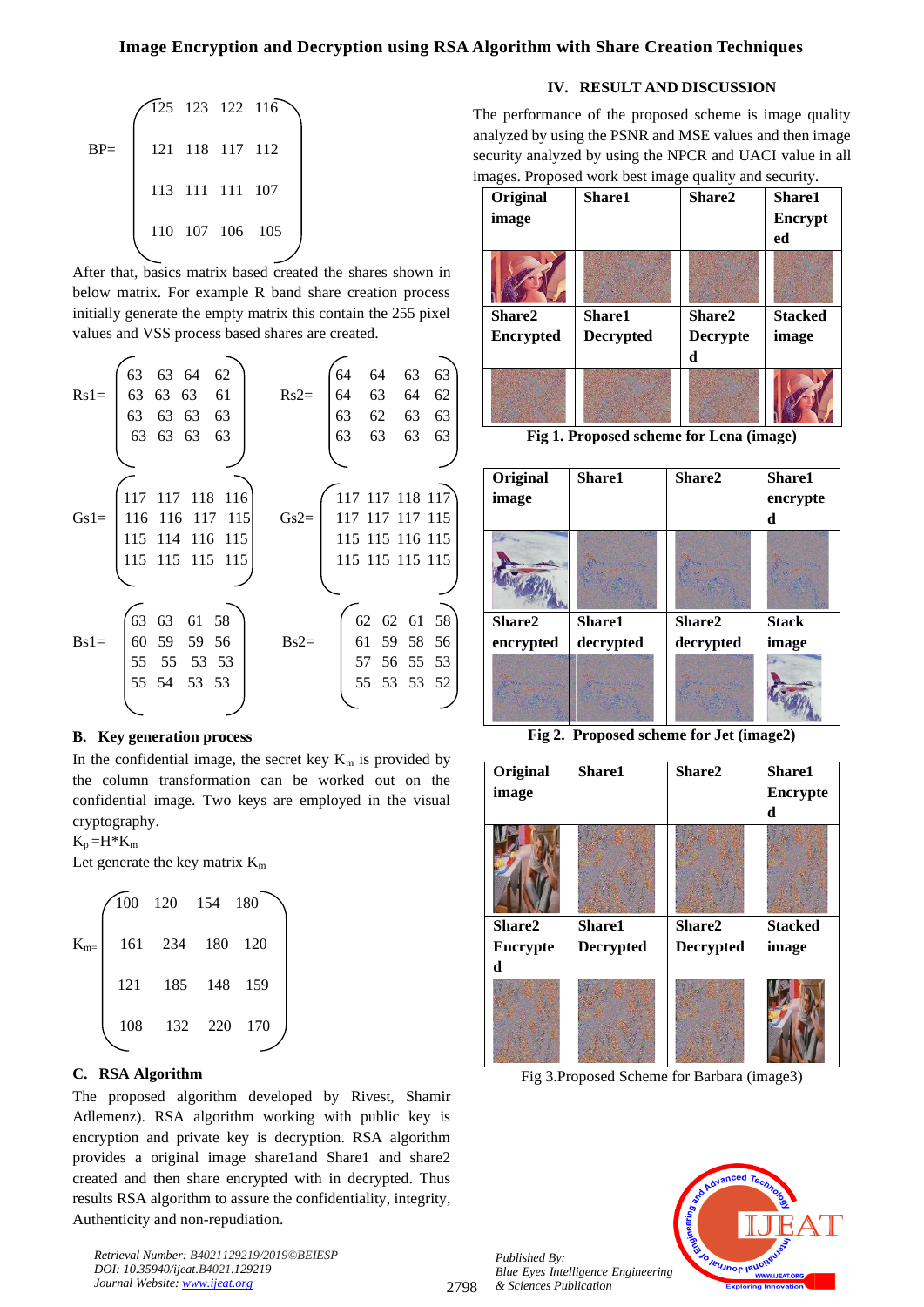$$BP=\begin{pmatrix} 125 & 123 & 122 & 116 \\ 121 & 118 & 117 & 112 \\ 113 & 111 & 111 & 107 \\ 110 & 107 & 106 & 105 \end{pmatrix}$$

After that, basics matrix based created the shares shown in below matrix. For example R band share creation process initially generate the empty matrix this contain the 255 pixel values and VSS process based shares are created.

$$Rs1=\begin{pmatrix} 63 & 63 & 64 & 62 \\ 63 & 63 & 63 & 61 \\ 63 & 63 & 63 & 63 \\ 63 & 63 & 63 & 63 \end{pmatrix} \quad Rs2=\begin{pmatrix} 64 & 64 & 63 & 63 \\ 64 & 63 & 64 & 62 \\ 63 & 62 & 63 & 63 \\ 63 & 63 & 63 & 63 \end{pmatrix}$$

$$Gs1=\begin{pmatrix} 117 & 117 & 118 & 116 \\ 116 & 116 & 117 & 115 \\ 115 & 114 & 116 & 115 \\ 115 & 115 & 115 & 115 \end{pmatrix} \quad Gs2=\begin{pmatrix} 117 & 117 & 118 & 117 \\ 117 & 117 & 117 & 115 \\ 115 & 115 & 116 & 115 \\ 115 & 115 & 115 & 115 \end{pmatrix}$$

$$Bs1=\begin{pmatrix} 63 & 63 & 61 & 58 \\ 60 & 59 & 59 & 56 \\ 55 & 55 & 53 & 53 \\ 55 & 54 & 53 & 53 \end{pmatrix} \quad Bs2=\begin{pmatrix} 62 & 62 & 61 & 58 \\ 61 & 59 & 58 & 56 \\ 57 & 56 & 55 & 53 \\ 55 & 53 & 53 & 52 \end{pmatrix}$$

### B. Key generation process

In the confidential image, the secret key $K_m$ is provided by the column transformation can be worked out on the confidential image. Two keys are employed in the visual cryptography.

$K_p = H*K_m$

Let generate the key matrix $K_m$

$$K_{m}=\begin{pmatrix} 100 & 120 & 154 & 180 \\ 161 & 234 & 180 & 120 \\ 121 & 185 & 148 & 159 \\ 108 & 132 & 220 & 170 \end{pmatrix}$$

### C. RSA Algorithm

The proposed algorithm developed by Rivest, Shamir Adlemenz). RSA algorithm working with public key is encryption and private key is decryption. RSA algorithm provides a original image share1and Share1 and share2 created and then share encrypted with in decrypted. Thus results RSA algorithm to assure the confidentiality, integrity, Authenticity and non-repudiation.

## IV. RESULT AND DISCUSSION

The performance of the proposed scheme is image quality analyzed by using the PSNR and MSE values and then image security analyzed by using the NPCR and UACI value in all images. Proposed work best image quality and security.

| Original image | Share1 | Share2 | Share1 Encrypted |
|---|---|---|---|
| | | | |
| **Share2 Encrypted** | **Share1 Decrypted** | **Share2 Decrypted** | **Stacked image** |
| | | | |

**Fig 1. Proposed scheme for Lena (image)**

| Original image | Share1 | Share2 | Share1 encrypted |
|---|---|---|---|
| | | | |
| **Share2 encrypted** | **Share1 decrypted** | **Share2 decrypted** | **Stack image** |
| | | | |

**Fig 2. Proposed scheme for Jet (image2)**

| Original image | Share1 | Share2 | Share1 Encrypted |
|---|---|---|---|
| | | | |
| **Share2 Encrypted** | **Share1 Decrypted** | **Share2 Decrypted** | **Stacked image** |
| | | | |

Fig 3.Proposed Scheme for Barbara (image3)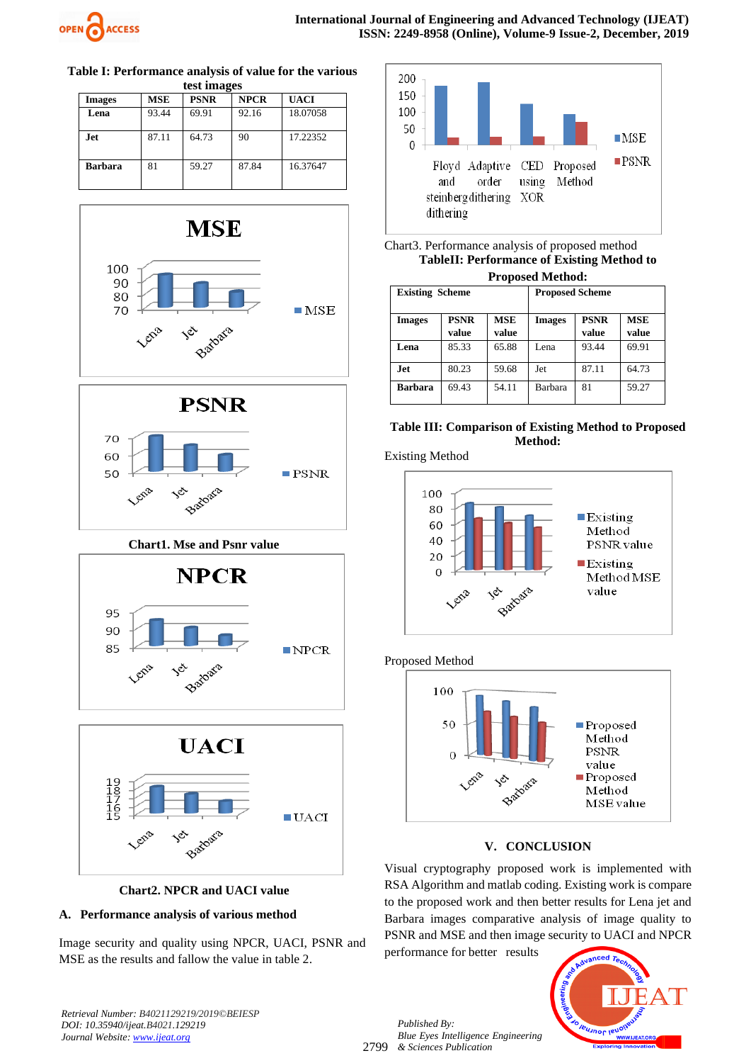**Table I: Performance analysis of value for the various test images**

| Images | MSE | PSNR | NPCR | UACI |
|---|---|---|---|---|
| Lena | 93.44 | 69.91 | 92.16 | 18.07058 |
| Jet | 87.11 | 64.73 | 90 | 17.22352 |
| Barbara | 81 | 59.27 | 87.84 | 16.37647 |

MSE

100
90
80
70

Lena Jet Barbara

MSE

PSNR

70
60
50

Lena Jet Barbara

PSNR

**Chart1. Mse and Psnr value**

NPCR

95
90
85

Lena Jet Barbara

NPCR

UACI

19
18
17
16
15

Lena Jet Barbara

UACI

**Chart2. NPCR and UACI value**

### A. Performance analysis of various method

Image security and quality using NPCR, UACI, PSNR and MSE as the results and fallow the value in table 2.

200
150
100
50
0

Floyd and steinberg dithering
Adaptive order dithering
CED using XOR
Proposed Method

MSE
PSNR

Chart3. Performance analysis of proposed method

**TableII: Performance of Existing Method to Proposed Method:**

| Existing Scheme | | | Proposed Scheme | | |
|---|---|---|---|---|---|
| **Images** | **PSNR value** | **MSE value** | **Images** | **PSNR value** | **MSE value** |
| **Lena** | 85.33 | 65.88 | Lena | 93.44 | 69.91 |
| **Jet** | 80.23 | 59.68 | Jet | 87.11 | 64.73 |
| **Barbara** | 69.43 | 54.11 | Barbara | 81 | 59.27 |

**Table III: Comparison of Existing Method to Proposed Method:**

Existing Method

100
80
60
40
20
0

Lena Jet Barbara

Existing Method PSNR value
Existing Method MSE value

Proposed Method

100
50
0

Lena Jet Barbara

Proposed Method PSNR value
Proposed Method MSE value

## V. CONCLUSION

Visual cryptography proposed work is implemented with RSA Algorithm and matlab coding. Existing work is compare to the proposed work and then better results for Lena jet and Barbara images comparative analysis of image quality to PSNR and MSE and then image security to UACI and NPCR performance for better results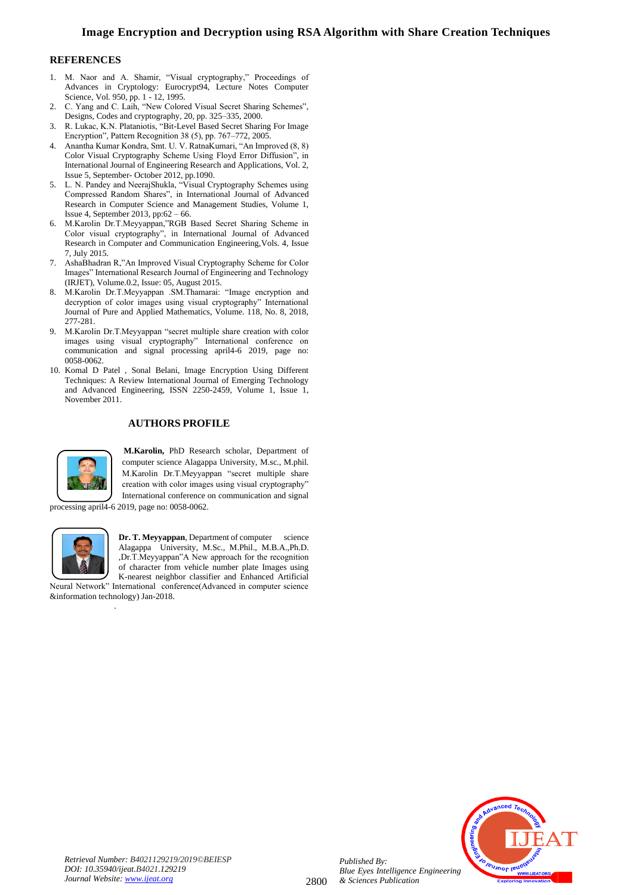## REFERENCES

1. M. Naor and A. Shamir, "Visual cryptography," Proceedings of Advances in Cryptology: Eurocrypt94, Lecture Notes Computer Science, Vol. 950, pp. 1 - 12, 1995.
2. C. Yang and C. Laih, "New Colored Visual Secret Sharing Schemes", Designs, Codes and cryptography, 20, pp. 325–335, 2000.
3. R. Lukac, K.N. Plataniotis, "Bit-Level Based Secret Sharing For Image Encryption", Pattern Recognition 38 (5), pp. 767–772, 2005.
4. Anantha Kumar Kondra, Smt. U. V. RatnaKumari, "An Improved (8, 8) Color Visual Cryptography Scheme Using Floyd Error Diffusion", in International Journal of Engineering Research and Applications, Vol. 2, Issue 5, September- October 2012, pp.1090.
5. L. N. Pandey and NeerajShukla, "Visual Cryptography Schemes using Compressed Random Shares", in International Journal of Advanced Research in Computer Science and Management Studies, Volume 1, Issue 4, September 2013, pp:62 – 66.
6. M.Karolin Dr.T.Meyyappan,"RGB Based Secret Sharing Scheme in Color visual cryptography", in International Journal of Advanced Research in Computer and Communication Engineering,Vols. 4, Issue 7, July 2015.
7. AshaBhadran R,"An Improved Visual Cryptography Scheme for Color Images" International Research Journal of Engineering and Technology (IRJET), Volume.0.2, Issue: 05, August 2015.
8. M.Karolin Dr.T.Meyyappan .SM.Thamarai: "Image encryption and decryption of color images using visual cryptography" International Journal of Pure and Applied Mathematics, Volume. 118, No. 8, 2018, 277-281.
9. M.Karolin Dr.T.Meyyappan "secret multiple share creation with color images using visual cryptography" International conference on communication and signal processing april4-6 2019, page no: 0058-0062.
10. Komal D Patel , Sonal Belani, Image Encryption Using Different Techniques: A Review International Journal of Emerging Technology and Advanced Engineering, ISSN 2250-2459, Volume 1, Issue 1, November 2011.

## AUTHORS PROFILE

**M.Karolin,** PhD Research scholar, Department of computer science Alagappa University, M.sc., M.phil. M.Karolin Dr.T.Meyyappan "secret multiple share creation with color images using visual cryptography" International conference on communication and signal processing april4-6 2019, page no: 0058-0062.

**Dr. T. Meyyappan**, Department of computer science Alagappa University, M.Sc., M.Phil., M.B.A.,Ph.D. ,Dr.T.Meyyappan"A New approach for the recognition of character from vehicle number plate Images using K-nearest neighbor classifier and Enhanced Artificial Neural Network" International conference(Advanced in computer science &information technology) Jan-2018.